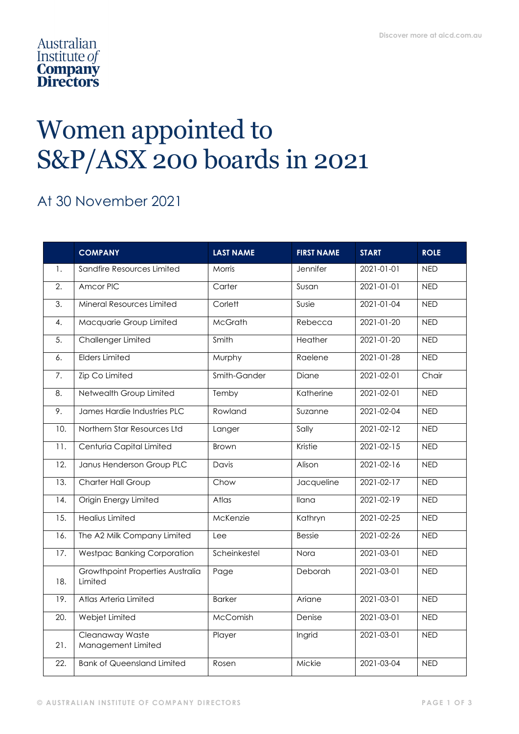Australian Institute of Company Directors

# Women appointed to S&P/ASX 200 boards in 2021

## At 30 November 2021

| | COMPANY | LAST NAME | FIRST NAME | START | ROLE |
|---|---|---|---|---|---|
| 1. | Sandfire Resources Limited | Morris | Jennifer | 2021-01-01 | NED |
| 2. | Amcor Plc | Carter | Susan | 2021-01-01 | NED |
| 3. | Mineral Resources Limited | Corlett | Susie | 2021-01-04 | NED |
| 4. | Macquarie Group Limited | McGrath | Rebecca | 2021-01-20 | NED |
| 5. | Challenger Limited | Smith | Heather | 2021-01-20 | NED |
| 6. | Elders Limited | Murphy | Raelene | 2021-01-28 | NED |
| 7. | Zip Co Limited | Smith-Gander | Diane | 2021-02-01 | Chair |
| 8. | Netwealth Group Limited | Temby | Katherine | 2021-02-01 | NED |
| 9. | James Hardie Industries PLC | Rowland | Suzanne | 2021-02-04 | NED |
| 10. | Northern Star Resources Ltd | Langer | Sally | 2021-02-12 | NED |
| 11. | Centuria Capital Limited | Brown | Kristie | 2021-02-15 | NED |
| 12. | Janus Henderson Group PLC | Davis | Alison | 2021-02-16 | NED |
| 13. | Charter Hall Group | Chow | Jacqueline | 2021-02-17 | NED |
| 14. | Origin Energy Limited | Atlas | Ilana | 2021-02-19 | NED |
| 15. | Healius Limited | McKenzie | Kathryn | 2021-02-25 | NED |
| 16. | The A2 Milk Company Limited | Lee | Bessie | 2021-02-26 | NED |
| 17. | Westpac Banking Corporation | Scheinkestel | Nora | 2021-03-01 | NED |
| 18. | Growthpoint Properties Australia Limited | Page | Deborah | 2021-03-01 | NED |
| 19. | Atlas Arteria Limited | Barker | Ariane | 2021-03-01 | NED |
| 20. | Webjet Limited | McComish | Denise | 2021-03-01 | NED |
| 21. | Cleanaway Waste Management Limited | Player | Ingrid | 2021-03-01 | NED |
| 22. | Bank of Queensland Limited | Rosen | Mickie | 2021-03-04 | NED |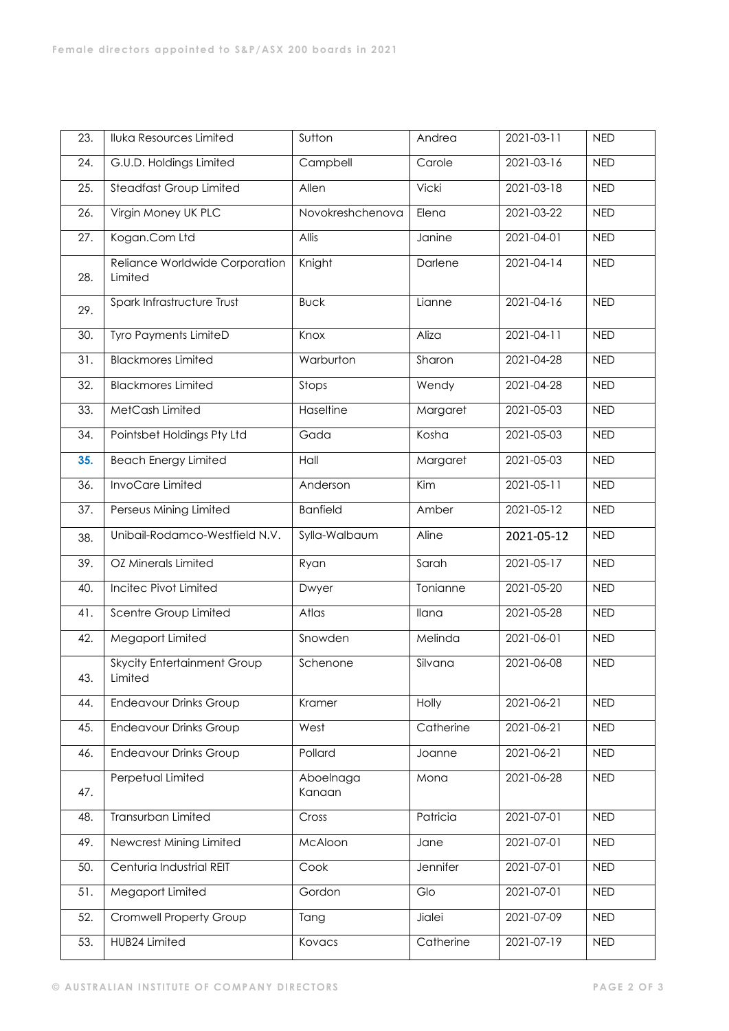| 23. | Iluka Resources Limited | Sutton | Andrea | 2021-03-11 | NED |
|---|---|---|---|---|---|
| 24. | G.U.D. Holdings Limited | Campbell | Carole | 2021-03-16 | NED |
| 25. | Steadfast Group Limited | Allen | Vicki | 2021-03-18 | NED |
| 26. | Virgin Money UK PLC | Novokreshchenova | Elena | 2021-03-22 | NED |
| 27. | Kogan.Com Ltd | Allis | Janine | 2021-04-01 | NED |
| 28. | Reliance Worldwide Corporation Limited | Knight | Darlene | 2021-04-14 | NED |
| 29. | Spark Infrastructure Trust | Buck | Lianne | 2021-04-16 | NED |
| 30. | Tyro Payments LimiteD | Knox | Aliza | 2021-04-11 | NED |
| 31. | Blackmores Limited | Warburton | Sharon | 2021-04-28 | NED |
| 32. | Blackmores Limited | Stops | Wendy | 2021-04-28 | NED |
| 33. | MetCash Limited | Haseltine | Margaret | 2021-05-03 | NED |
| 34. | Pointsbet Holdings Pty Ltd | Gada | Kosha | 2021-05-03 | NED |
| 35. | Beach Energy Limited | Hall | Margaret | 2021-05-03 | NED |
| 36. | InvoCare Limited | Anderson | Kim | 2021-05-11 | NED |
| 37. | Perseus Mining Limited | Banfield | Amber | 2021-05-12 | NED |
| 38. | Unibail-Rodamco-Westfield N.V. | Sylla-Walbaum | Aline | 2021-05-12 | NED |
| 39. | OZ Minerals Limited | Ryan | Sarah | 2021-05-17 | NED |
| 40. | Incitec Pivot Limited | Dwyer | Tonianne | 2021-05-20 | NED |
| 41. | Scentre Group Limited | Atlas | Ilana | 2021-05-28 | NED |
| 42. | Megaport Limited | Snowden | Melinda | 2021-06-01 | NED |
| 43. | Skycity Entertainment Group Limited | Schenone | Silvana | 2021-06-08 | NED |
| 44. | Endeavour Drinks Group | Kramer | Holly | 2021-06-21 | NED |
| 45. | Endeavour Drinks Group | West | Catherine | 2021-06-21 | NED |
| 46. | Endeavour Drinks Group | Pollard | Joanne | 2021-06-21 | NED |
| 47. | Perpetual Limited | Aboelnaga Kanaan | Mona | 2021-06-28 | NED |
| 48. | Transurban Limited | Cross | Patricia | 2021-07-01 | NED |
| 49. | Newcrest Mining Limited | McAloon | Jane | 2021-07-01 | NED |
| 50. | Centuria Industrial REIT | Cook | Jennifer | 2021-07-01 | NED |
| 51. | Megaport Limited | Gordon | Glo | 2021-07-01 | NED |
| 52. | Cromwell Property Group | Tang | Jialei | 2021-07-09 | NED |
| 53. | HUB24 Limited | Kovacs | Catherine | 2021-07-19 | NED |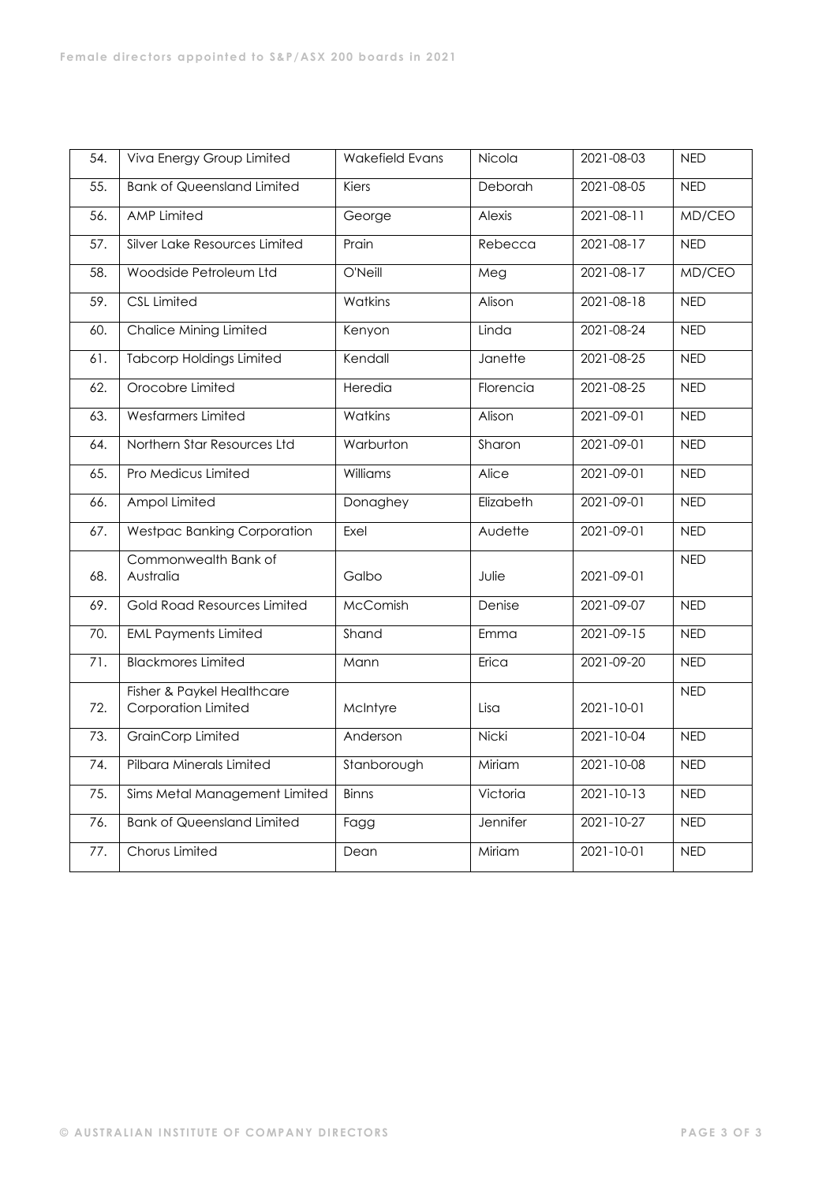| | | | | | |
|---|---|---|---|---|---|
| 54. | Viva Energy Group Limited | Wakefield Evans | Nicola | 2021-08-03 | NED |
| 55. | Bank of Queensland Limited | Kiers | Deborah | 2021-08-05 | NED |
| 56. | AMP Limited | George | Alexis | 2021-08-11 | MD/CEO |
| 57. | Silver Lake Resources Limited | Prain | Rebecca | 2021-08-17 | NED |
| 58. | Woodside Petroleum Ltd | O'Neill | Meg | 2021-08-17 | MD/CEO |
| 59. | CSL Limited | Watkins | Alison | 2021-08-18 | NED |
| 60. | Chalice Mining Limited | Kenyon | Linda | 2021-08-24 | NED |
| 61. | Tabcorp Holdings Limited | Kendall | Janette | 2021-08-25 | NED |
| 62. | Orocobre Limited | Heredia | Florencia | 2021-08-25 | NED |
| 63. | Wesfarmers Limited | Watkins | Alison | 2021-09-01 | NED |
| 64. | Northern Star Resources Ltd | Warburton | Sharon | 2021-09-01 | NED |
| 65. | Pro Medicus Limited | Williams | Alice | 2021-09-01 | NED |
| 66. | Ampol Limited | Donaghey | Elizabeth | 2021-09-01 | NED |
| 67. | Westpac Banking Corporation | Exel | Audette | 2021-09-01 | NED |
| 68. | Commonwealth Bank of Australia | Galbo | Julie | 2021-09-01 | NED |
| 69. | Gold Road Resources Limited | McComish | Denise | 2021-09-07 | NED |
| 70. | EML Payments Limited | Shand | Emma | 2021-09-15 | NED |
| 71. | Blackmores Limited | Mann | Erica | 2021-09-20 | NED |
| 72. | Fisher & Paykel Healthcare Corporation Limited | McIntyre | Lisa | 2021-10-01 | NED |
| 73. | GrainCorp Limited | Anderson | Nicki | 2021-10-04 | NED |
| 74. | Pilbara Minerals Limited | Stanborough | Miriam | 2021-10-08 | NED |
| 75. | Sims Metal Management Limited | Binns | Victoria | 2021-10-13 | NED |
| 76. | Bank of Queensland Limited | Fagg | Jennifer | 2021-10-27 | NED |
| 77. | Chorus Limited | Dean | Miriam | 2021-10-01 | NED |